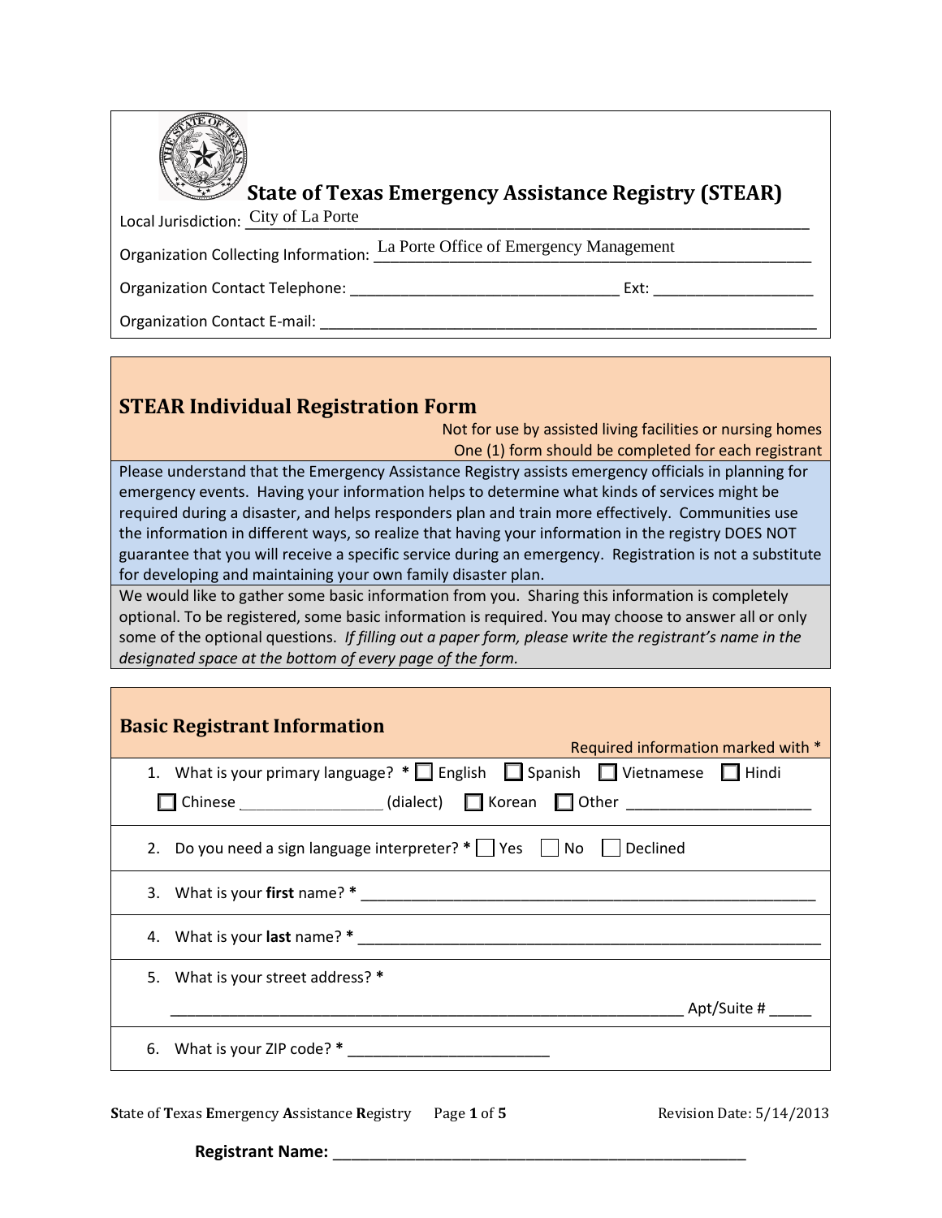# State of Texas Emergency Assistance Registry (STEAR)

Local Jurisdiction: City of La Porte

Organization Collecting Information: La Porte Office of Emergency Management

Organization Contact Telephone: ______________________________ Ext: ________________

Organization Contact E-mail: ____________________________________________________

## STEAR Individual Registration Form

Not for use by assisted living facilities or nursing homes

One (1) form should be completed for each registrant

Please understand that the Emergency Assistance Registry assists emergency officials in planning for emergency events. Having your information helps to determine what kinds of services might be required during a disaster, and helps responders plan and train more effectively. Communities use the information in different ways, so realize that having your information in the registry DOES NOT guarantee that you will receive a specific service during an emergency. Registration is not a substitute for developing and maintaining your own family disaster plan.

We would like to gather some basic information from you. Sharing this information is completely optional. To be registered, some basic information is required. You may choose to answer all or only some of the optional questions. *If filling out a paper form, please write the registrant's name in the designated space at the bottom of every page of the form.*

## Basic Registrant Information

Required information marked with *

1. What is your primary language? * ☐ English ☐ Spanish ☐ Vietnamese ☐ Hindi ☐ Chinese ________________ (dialect) ☐ Korean ☐ Other ____________________
2. Do you need a sign language interpreter? * ☐ Yes ☐ No ☐ Declined
3. What is your **first** name? * ____________________________________________________
4. What is your **last** name? * ____________________________________________________
5. What is your street address? *

   ____________________________________________________________ Apt/Suite # _____
6. What is your ZIP code? * ______________________

**Registrant Name:** ______________________________________________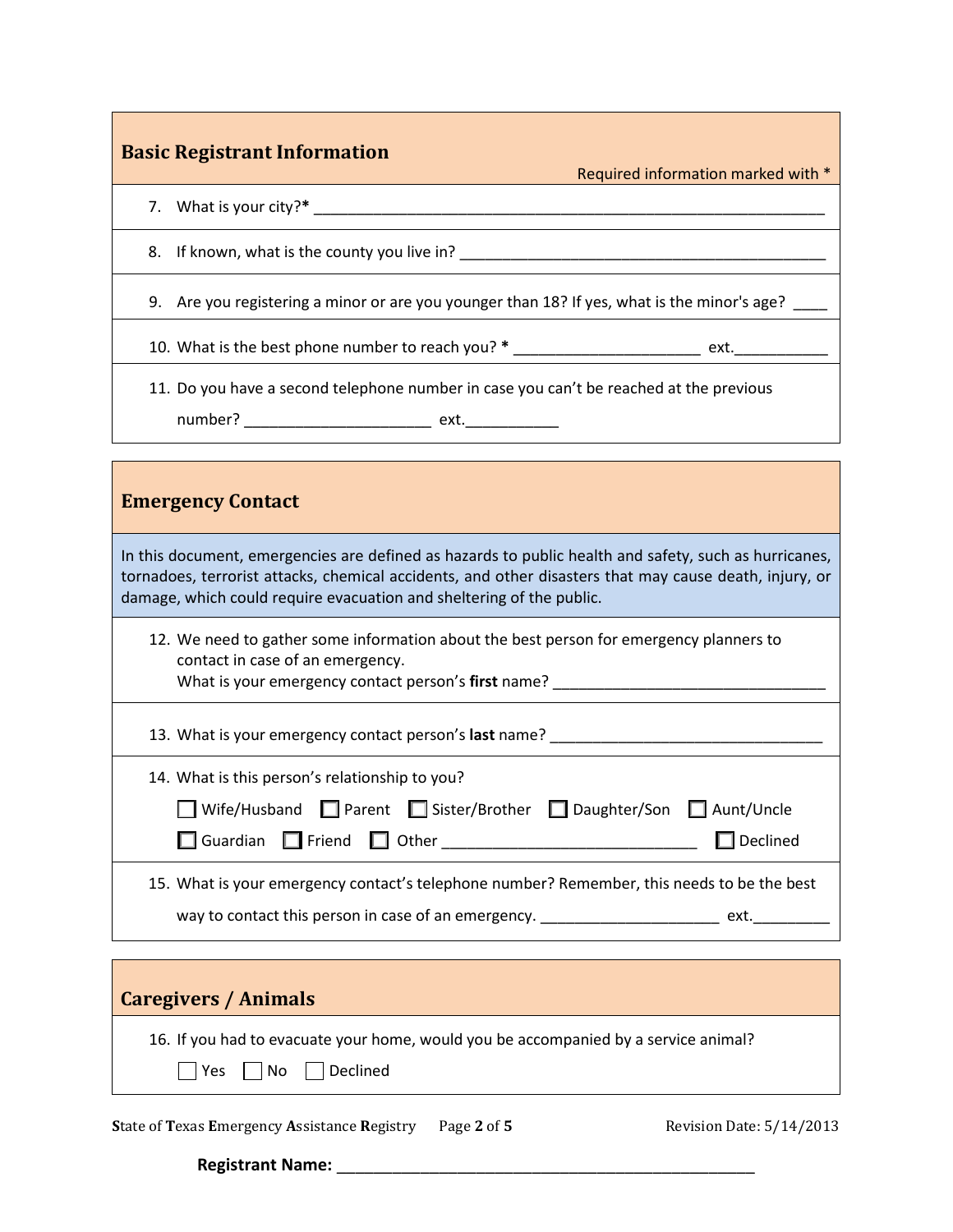## Basic Registrant Information

Required information marked with *

7. What is your city?* ______________________________________________

8. If known, what is the county you live in? ______________________________________________

9. Are you registering a minor or are you younger than 18? If yes, what is the minor's age? ____

10. What is the best phone number to reach you? * ______________________ ext.___________

11. Do you have a second telephone number in case you can't be reached at the previous number? ______________________ ext.___________

## Emergency Contact

In this document, emergencies are defined as hazards to public health and safety, such as hurricanes, tornadoes, terrorist attacks, chemical accidents, and other disasters that may cause death, injury, or damage, which could require evacuation and sheltering of the public.

12. We need to gather some information about the best person for emergency planners to contact in case of an emergency.
    What is your emergency contact person's **first** name? _________________________________

13. What is your emergency contact person's **last** name? _________________________________

14. What is this person's relationship to you?

    ☐ Wife/Husband ☐ Parent ☐ Sister/Brother ☐ Daughter/Son ☐ Aunt/Uncle
    ☐ Guardian ☐ Friend ☐ Other ______________________________ ☐ Declined

15. What is your emergency contact's telephone number? Remember, this needs to be the best way to contact this person in case of an emergency. _____________________ ext._________

## Caregivers / Animals

16. If you had to evacuate your home, would you be accompanied by a service animal?

    ☐ Yes ☐ No ☐ Declined

**Registrant Name:** __________________________________________________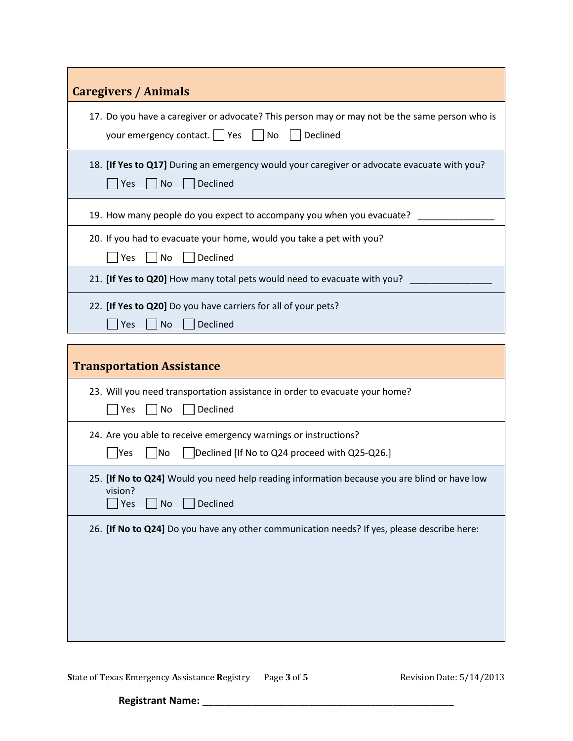## Caregivers / Animals

17. Do you have a caregiver or advocate? This person may or may not be the same person who is your emergency contact. ☐ Yes ☐ No ☐ Declined

18. **[If Yes to Q17]** During an emergency would your caregiver or advocate evacuate with you?
    ☐ Yes ☐ No ☐ Declined

19. How many people do you expect to accompany you when you evacuate? _______________

20. If you had to evacuate your home, would you take a pet with you?
    ☐ Yes ☐ No ☐ Declined

21. **[If Yes to Q20]** How many total pets would need to evacuate with you? ________________

22. **[If Yes to Q20]** Do you have carriers for all of your pets?
    ☐ Yes ☐ No ☐ Declined

## Transportation Assistance

23. Will you need transportation assistance in order to evacuate your home?
    ☐ Yes ☐ No ☐ Declined

24. Are you able to receive emergency warnings or instructions?
    ☐ Yes ☐ No ☐ Declined [If No to Q24 proceed with Q25-Q26.]

25. **[If No to Q24]** Would you need help reading information because you are blind or have low vision?
    ☐ Yes ☐ No ☐ Declined

26. **[If No to Q24]** Do you have any other communication needs? If yes, please describe here:

**Registrant Name:** ___________________________________________________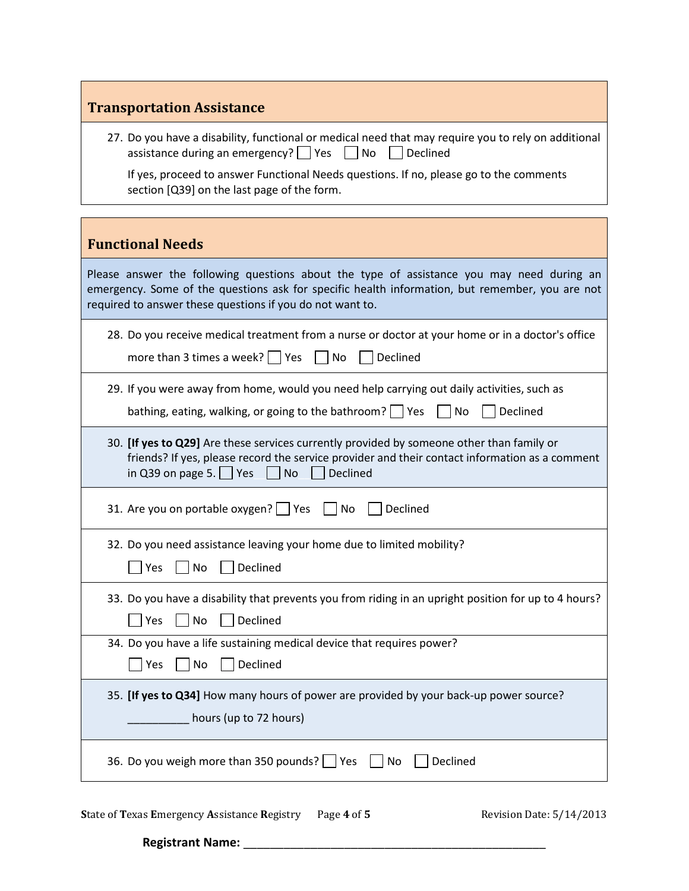## Transportation Assistance

27. Do you have a disability, functional or medical need that may require you to rely on additional assistance during an emergency? ☐ Yes ☐ No ☐ Declined

    If yes, proceed to answer Functional Needs questions. If no, please go to the comments section [Q39] on the last page of the form.

## Functional Needs

Please answer the following questions about the type of assistance you may need during an emergency. Some of the questions ask for specific health information, but remember, you are not required to answer these questions if you do not want to.

28. Do you receive medical treatment from a nurse or doctor at your home or in a doctor's office more than 3 times a week? ☐ Yes ☐ No ☐ Declined

29. If you were away from home, would you need help carrying out daily activities, such as bathing, eating, walking, or going to the bathroom? ☐ Yes ☐ No ☐ Declined

30. **[If yes to Q29]** Are these services currently provided by someone other than family or friends? If yes, please record the service provider and their contact information as a comment in Q39 on page 5. ☐ Yes ☐ No ☐ Declined

31. Are you on portable oxygen? ☐ Yes ☐ No ☐ Declined

32. Do you need assistance leaving your home due to limited mobility?

    ☐ Yes ☐ No ☐ Declined

33. Do you have a disability that prevents you from riding in an upright position for up to 4 hours?

    ☐ Yes ☐ No ☐ Declined

34. Do you have a life sustaining medical device that requires power?

    ☐ Yes ☐ No ☐ Declined

35. **[If yes to Q34]** How many hours of power are provided by your back-up power source?

    __________ hours (up to 72 hours)

36. Do you weigh more than 350 pounds? ☐ Yes ☐ No ☐ Declined

**Registrant Name:** ________________________________________________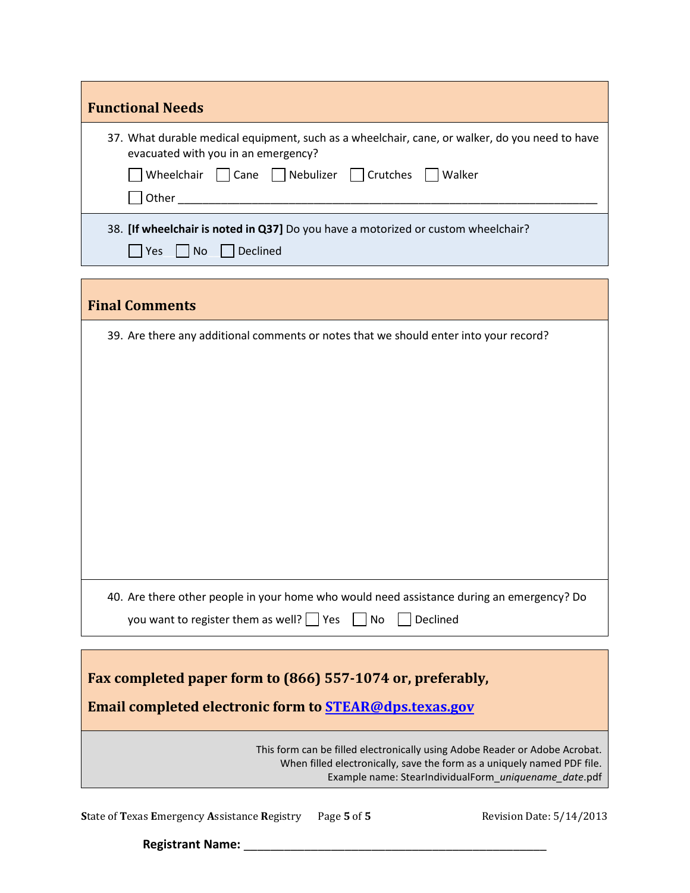## Functional Needs

37. What durable medical equipment, such as a wheelchair, cane, or walker, do you need to have evacuated with you in an emergency?

☐ Wheelchair ☐ Cane ☐ Nebulizer ☐ Crutches ☐ Walker

☐ Other ______________________________________________________________________

38. **[If wheelchair is noted in Q37]** Do you have a motorized or custom wheelchair?

☐ Yes ☐ No ☐ Declined

## Final Comments

39. Are there any additional comments or notes that we should enter into your record?

40. Are there other people in your home who would need assistance during an emergency? Do you want to register them as well? ☐ Yes ☐ No ☐ Declined

**Fax completed paper form to (866) 557-1074 or, preferably,**

**Email completed electronic form to [STEAR@dps.texas.gov](mailto:STEAR@dps.texas.gov)**

This form can be filled electronically using Adobe Reader or Adobe Acrobat.
When filled electronically, save the form as a uniquely named PDF file.
Example name: StearIndividualForm_*uniquename*_*date*.pdf

**Registrant Name:** ______________________________________________